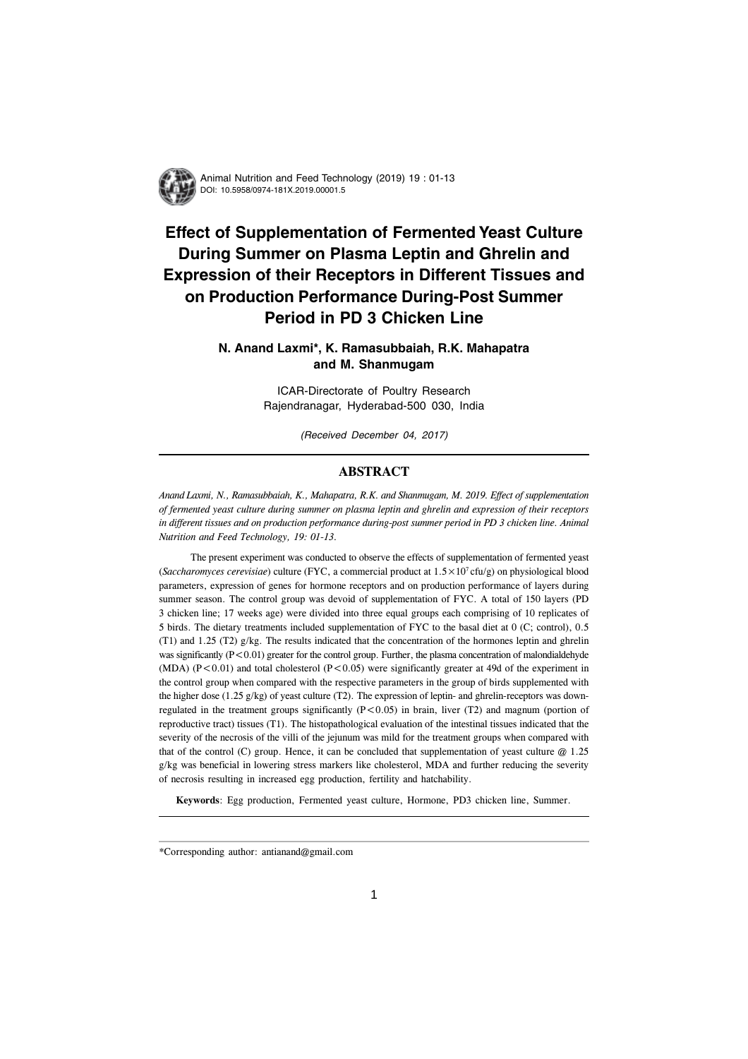# Effect of Supplementation of Fermented Yeast Culture During Summer on Plasma Leptin and Ghrelin and Expression of their Receptors in Different Tissues and on Production Performance During-Post Summer Period in PD 3 Chicken Line

**N. Anand Laxmi\*, K. Ramasubbaiah, R.K. Mahapatra and M. Shanmugam**

ICAR-Directorate of Poultry Research
Rajendranagar, Hyderabad-500 030, India

*(Received December 04, 2017)*

## ABSTRACT

*Anand Laxmi, N., Ramasubbaiah, K., Mahapatra, R.K. and Shanmugam, M. 2019. Effect of supplementation of fermented yeast culture during summer on plasma leptin and ghrelin and expression of their receptors in different tissues and on production performance during-post summer period in PD 3 chicken line. Animal Nutrition and Feed Technology, 19: 01-13.*

The present experiment was conducted to observe the effects of supplementation of fermented yeast (*Saccharomyces cerevisiae*) culture (FYC, a commercial product at $1.5\times10^7$ cfu/g) on physiological blood parameters, expression of genes for hormone receptors and on production performance of layers during summer season. The control group was devoid of supplementation of FYC. A total of 150 layers (PD 3 chicken line; 17 weeks age) were divided into three equal groups each comprising of 10 replicates of 5 birds. The dietary treatments included supplementation of FYC to the basal diet at 0 (C; control), 0.5 (T1) and 1.25 (T2) g/kg. The results indicated that the concentration of the hormones leptin and ghrelin was significantly ($P<0.01$) greater for the control group. Further, the plasma concentration of malondialdehyde (MDA) ($P<0.01$) and total cholesterol ($P<0.05$) were significantly greater at 49d of the experiment in the control group when compared with the respective parameters in the group of birds supplemented with the higher dose (1.25 g/kg) of yeast culture (T2). The expression of leptin- and ghrelin-receptors was down-regulated in the treatment groups significantly ($P<0.05$) in brain, liver (T2) and magnum (portion of reproductive tract) tissues (T1). The histopathological evaluation of the intestinal tissues indicated that the severity of the necrosis of the villi of the jejunum was mild for the treatment groups when compared with that of the control (C) group. Hence, it can be concluded that supplementation of yeast culture @ 1.25 g/kg was beneficial in lowering stress markers like cholesterol, MDA and further reducing the severity of necrosis resulting in increased egg production, fertility and hatchability.

**Keywords**: Egg production, Fermented yeast culture, Hormone, PD3 chicken line, Summer.

---

\*Corresponding author: antianand@gmail.com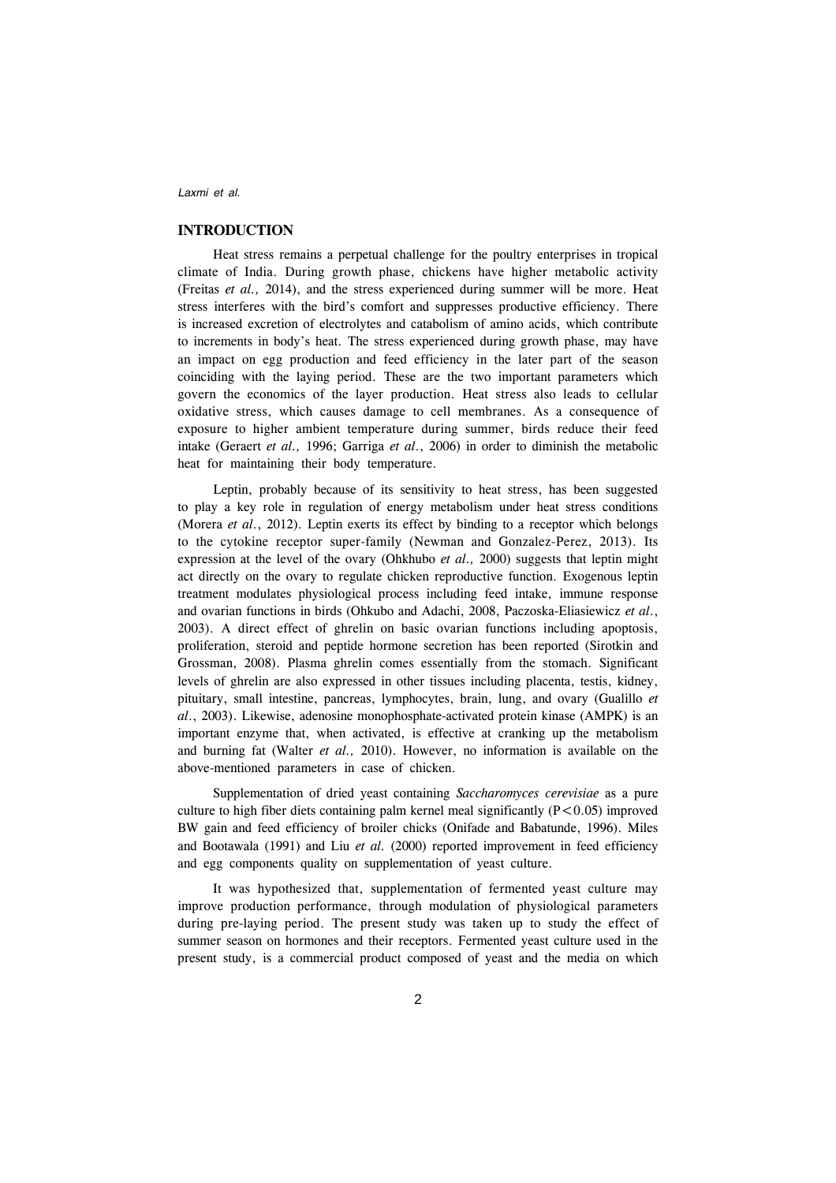## INTRODUCTION

Heat stress remains a perpetual challenge for the poultry enterprises in tropical climate of India. During growth phase, chickens have higher metabolic activity (Freitas *et al.,* 2014), and the stress experienced during summer will be more. Heat stress interferes with the bird's comfort and suppresses productive efficiency. There is increased excretion of electrolytes and catabolism of amino acids, which contribute to increments in body's heat. The stress experienced during growth phase, may have an impact on egg production and feed efficiency in the later part of the season coinciding with the laying period. These are the two important parameters which govern the economics of the layer production. Heat stress also leads to cellular oxidative stress, which causes damage to cell membranes. As a consequence of exposure to higher ambient temperature during summer, birds reduce their feed intake (Geraert *et al.,* 1996; Garriga *et al*., 2006) in order to diminish the metabolic heat for maintaining their body temperature.

Leptin, probably because of its sensitivity to heat stress, has been suggested to play a key role in regulation of energy metabolism under heat stress conditions (Morera *et al*., 2012). Leptin exerts its effect by binding to a receptor which belongs to the cytokine receptor super-family (Newman and Gonzalez-Perez, 2013). Its expression at the level of the ovary (Ohkhubo *et al.,* 2000) suggests that leptin might act directly on the ovary to regulate chicken reproductive function. Exogenous leptin treatment modulates physiological process including feed intake, immune response and ovarian functions in birds (Ohkubo and Adachi, 2008, Paczoska-Eliasiewicz *et al*., 2003). A direct effect of ghrelin on basic ovarian functions including apoptosis, proliferation, steroid and peptide hormone secretion has been reported (Sirotkin and Grossman, 2008). Plasma ghrelin comes essentially from the stomach. Significant levels of ghrelin are also expressed in other tissues including placenta, testis, kidney, pituitary, small intestine, pancreas, lymphocytes, brain, lung, and ovary (Gualillo *et al*., 2003). Likewise, adenosine monophosphate-activated protein kinase (AMPK) is an important enzyme that, when activated, is effective at cranking up the metabolism and burning fat (Walter *et al.,* 2010). However, no information is available on the above-mentioned parameters in case of chicken.

Supplementation of dried yeast containing *Saccharomyces cerevisiae* as a pure culture to high fiber diets containing palm kernel meal significantly ($P < 0.05$) improved BW gain and feed efficiency of broiler chicks (Onifade and Babatunde, 1996). Miles and Bootawala (1991) and Liu *et al.* (2000) reported improvement in feed efficiency and egg components quality on supplementation of yeast culture.

It was hypothesized that, supplementation of fermented yeast culture may improve production performance, through modulation of physiological parameters during pre-laying period. The present study was taken up to study the effect of summer season on hormones and their receptors. Fermented yeast culture used in the present study, is a commercial product composed of yeast and the media on which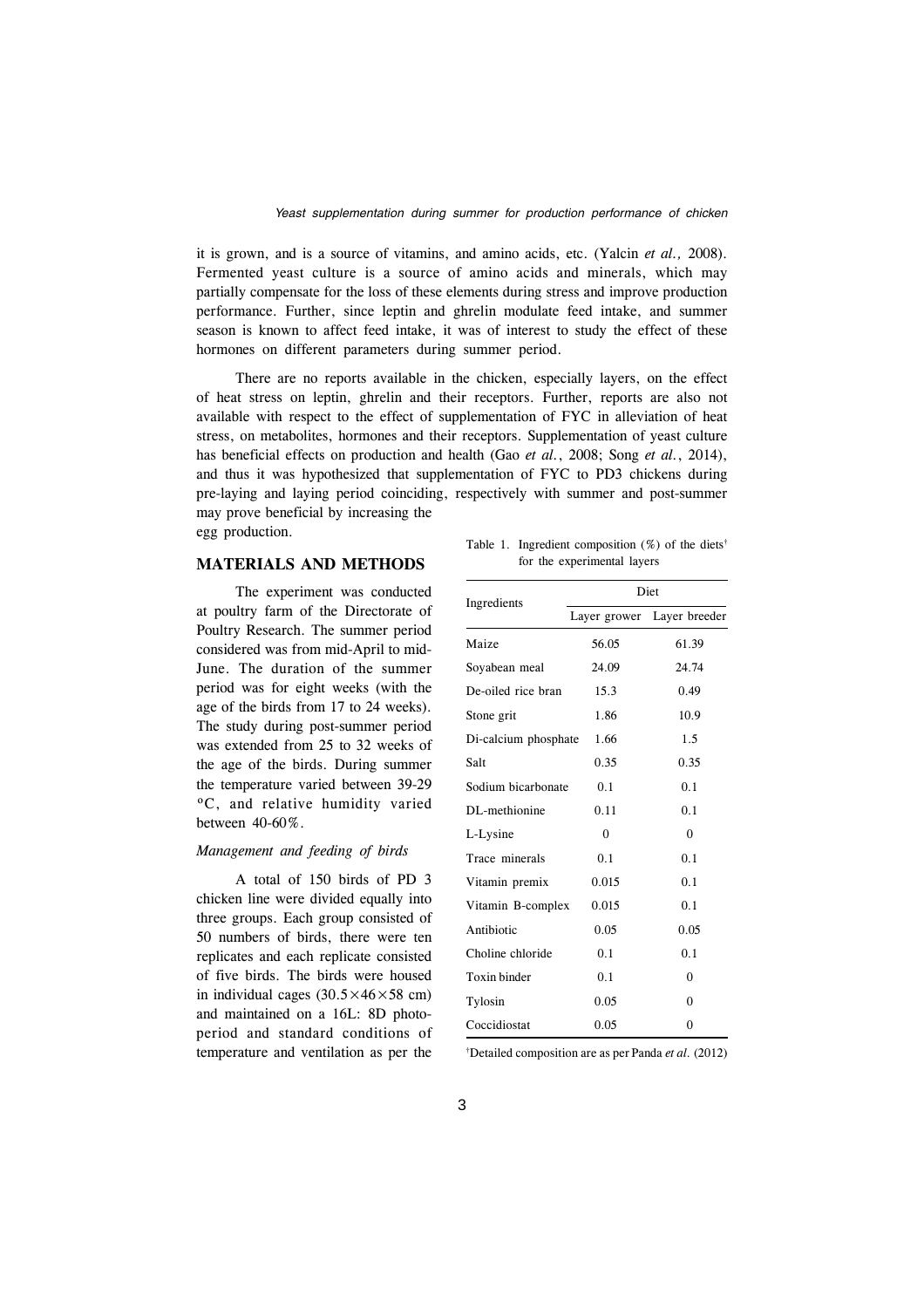it is grown, and is a source of vitamins, and amino acids, etc. (Yalcin *et al.,* 2008). Fermented yeast culture is a source of amino acids and minerals, which may partially compensate for the loss of these elements during stress and improve production performance. Further, since leptin and ghrelin modulate feed intake, and summer season is known to affect feed intake, it was of interest to study the effect of these hormones on different parameters during summer period.

There are no reports available in the chicken, especially layers, on the effect of heat stress on leptin, ghrelin and their receptors. Further, reports are also not available with respect to the effect of supplementation of FYC in alleviation of heat stress, on metabolites, hormones and their receptors. Supplementation of yeast culture has beneficial effects on production and health (Gao *et al.*, 2008; Song *et al.*, 2014), and thus it was hypothesized that supplementation of FYC to PD3 chickens during pre-laying and laying period coinciding, respectively with summer and post-summer may prove beneficial by increasing the egg production.

## MATERIALS AND METHODS

The experiment was conducted at poultry farm of the Directorate of Poultry Research. The summer period considered was from mid-April to mid-June. The duration of the summer period was for eight weeks (with the age of the birds from 17 to 24 weeks). The study during post-summer period was extended from 25 to 32 weeks of the age of the birds. During summer the temperature varied between 39-29 °C, and relative humidity varied between 40-60%.

### *Management and feeding of birds*

A total of 150 birds of PD 3 chicken line were divided equally into three groups. Each group consisted of 50 numbers of birds, there were ten replicates and each replicate consisted of five birds. The birds were housed in individual cages (30.5×46×58 cm) and maintained on a 16L: 8D photoperiod and standard conditions of temperature and ventilation as per the

Table 1. Ingredient composition (%) of the diets[†] for the experimental layers

| Ingredients | Diet | |
|---|---|---|
| | Layer grower | Layer breeder |
| Maize | 56.05 | 61.39 |
| Soyabean meal | 24.09 | 24.74 |
| De-oiled rice bran | 15.3 | 0.49 |
| Stone grit | 1.86 | 10.9 |
| Di-calcium phosphate | 1.66 | 1.5 |
| Salt | 0.35 | 0.35 |
| Sodium bicarbonate | 0.1 | 0.1 |
| DL-methionine | 0.11 | 0.1 |
| L-Lysine | 0 | 0 |
| Trace minerals | 0.1 | 0.1 |
| Vitamin premix | 0.015 | 0.1 |
| Vitamin B-complex | 0.015 | 0.1 |
| Antibiotic | 0.05 | 0.05 |
| Choline chloride | 0.1 | 0.1 |
| Toxin binder | 0.1 | 0 |
| Tylosin | 0.05 | 0 |
| Coccidiostat | 0.05 | 0 |

[†]Detailed composition are as per Panda *et al.* (2012)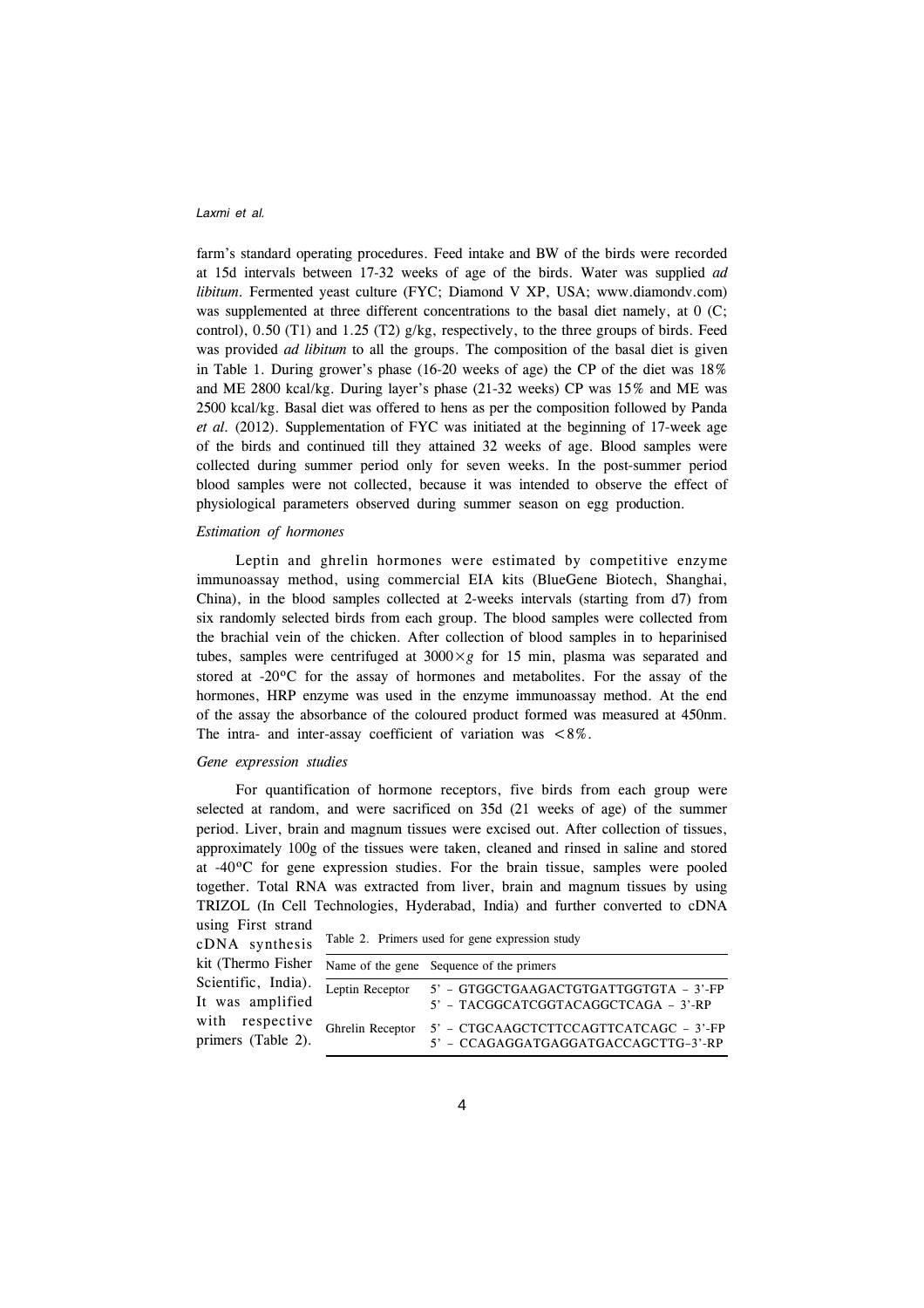farm's standard operating procedures. Feed intake and BW of the birds were recorded at 15d intervals between 17-32 weeks of age of the birds. Water was supplied *ad libitum*. Fermented yeast culture (FYC; Diamond V XP, USA; www.diamondv.com) was supplemented at three different concentrations to the basal diet namely, at 0 (C; control), 0.50 (T1) and 1.25 (T2) g/kg, respectively, to the three groups of birds. Feed was provided *ad libitum* to all the groups. The composition of the basal diet is given in Table 1. During grower's phase (16-20 weeks of age) the CP of the diet was 18% and ME 2800 kcal/kg. During layer's phase (21-32 weeks) CP was 15% and ME was 2500 kcal/kg. Basal diet was offered to hens as per the composition followed by Panda *et al*. (2012). Supplementation of FYC was initiated at the beginning of 17-week age of the birds and continued till they attained 32 weeks of age. Blood samples were collected during summer period only for seven weeks. In the post-summer period blood samples were not collected, because it was intended to observe the effect of physiological parameters observed during summer season on egg production.

*Estimation of hormones*

Leptin and ghrelin hormones were estimated by competitive enzyme immunoassay method, using commercial EIA kits (BlueGene Biotech, Shanghai, China), in the blood samples collected at 2-weeks intervals (starting from d7) from six randomly selected birds from each group. The blood samples were collected from the brachial vein of the chicken. After collection of blood samples in to heparinised tubes, samples were centrifuged at $3000\times g$ for 15 min, plasma was separated and stored at -20ºC for the assay of hormones and metabolites. For the assay of the hormones, HRP enzyme was used in the enzyme immunoassay method. At the end of the assay the absorbance of the coloured product formed was measured at 450nm. The intra- and inter-assay coefficient of variation was <8%.

*Gene expression studies*

For quantification of hormone receptors, five birds from each group were selected at random, and were sacrificed on 35d (21 weeks of age) of the summer period. Liver, brain and magnum tissues were excised out. After collection of tissues, approximately 100g of the tissues were taken, cleaned and rinsed in saline and stored at -40ºC for gene expression studies. For the brain tissue, samples were pooled together. Total RNA was extracted from liver, brain and magnum tissues by using TRIZOL (In Cell Technologies, Hyderabad, India) and further converted to cDNA using First strand cDNA synthesis kit (Thermo Fisher Scientific, India). It was amplified with respective primers (Table 2).

Table 2. Primers used for gene expression study

| Name of the gene | Sequence of the primers |
|---|---|
| Leptin Receptor | 5' – GTGGCTGAAGACTGTGATTGGTGTA – 3'-FP<br>5' – TACGGCATCGGTACAGGCTCAGA – 3'-RP |
| Ghrelin Receptor | 5' – CTGCAAGCTCTTCCAGTTCATCAGC – 3'-FP<br>5' – CCAGAGGATGAGGATGACCAGCTTG–3'-RP |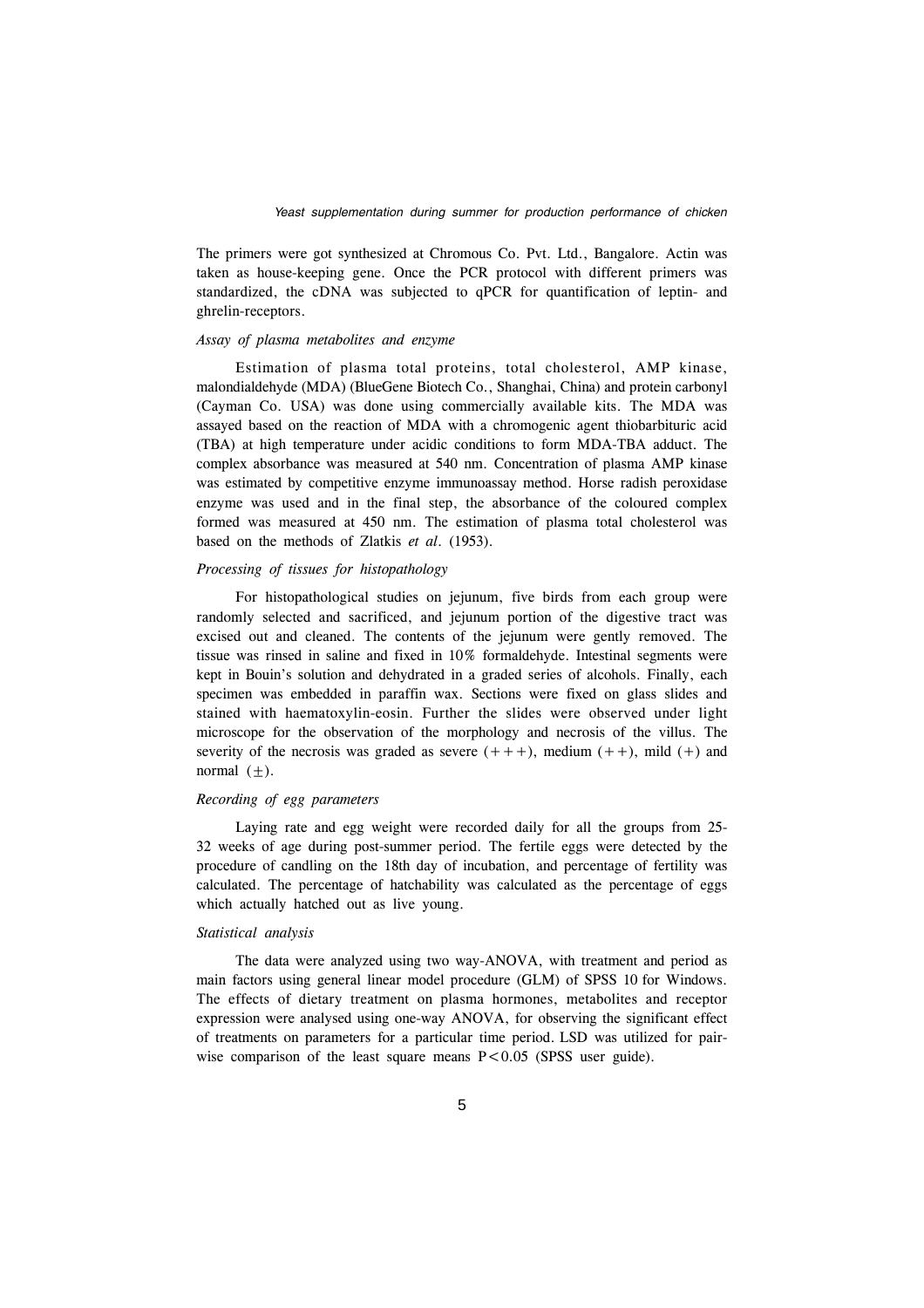The primers were got synthesized at Chromous Co. Pvt. Ltd., Bangalore. Actin was taken as house-keeping gene. Once the PCR protocol with different primers was standardized, the cDNA was subjected to qPCR for quantification of leptin- and ghrelin-receptors.

*Assay of plasma metabolites and enzyme*

Estimation of plasma total proteins, total cholesterol, AMP kinase, malondialdehyde (MDA) (BlueGene Biotech Co., Shanghai, China) and protein carbonyl (Cayman Co. USA) was done using commercially available kits. The MDA was assayed based on the reaction of MDA with a chromogenic agent thiobarbituric acid (TBA) at high temperature under acidic conditions to form MDA-TBA adduct. The complex absorbance was measured at 540 nm. Concentration of plasma AMP kinase was estimated by competitive enzyme immunoassay method. Horse radish peroxidase enzyme was used and in the final step, the absorbance of the coloured complex formed was measured at 450 nm. The estimation of plasma total cholesterol was based on the methods of Zlatkis *et al*. (1953).

*Processing of tissues for histopathology*

For histopathological studies on jejunum, five birds from each group were randomly selected and sacrificed, and jejunum portion of the digestive tract was excised out and cleaned. The contents of the jejunum were gently removed. The tissue was rinsed in saline and fixed in 10% formaldehyde. Intestinal segments were kept in Bouin's solution and dehydrated in a graded series of alcohols. Finally, each specimen was embedded in paraffin wax. Sections were fixed on glass slides and stained with haematoxylin-eosin. Further the slides were observed under light microscope for the observation of the morphology and necrosis of the villus. The severity of the necrosis was graded as severe (+++), medium (++), mild (+) and normal ($\pm$).

*Recording of egg parameters*

Laying rate and egg weight were recorded daily for all the groups from 25-32 weeks of age during post-summer period. The fertile eggs were detected by the procedure of candling on the 18th day of incubation, and percentage of fertility was calculated. The percentage of hatchability was calculated as the percentage of eggs which actually hatched out as live young.

*Statistical analysis*

The data were analyzed using two way-ANOVA, with treatment and period as main factors using general linear model procedure (GLM) of SPSS 10 for Windows. The effects of dietary treatment on plasma hormones, metabolites and receptor expression were analysed using one-way ANOVA, for observing the significant effect of treatments on parameters for a particular time period. LSD was utilized for pair-wise comparison of the least square means $P<0.05$ (SPSS user guide).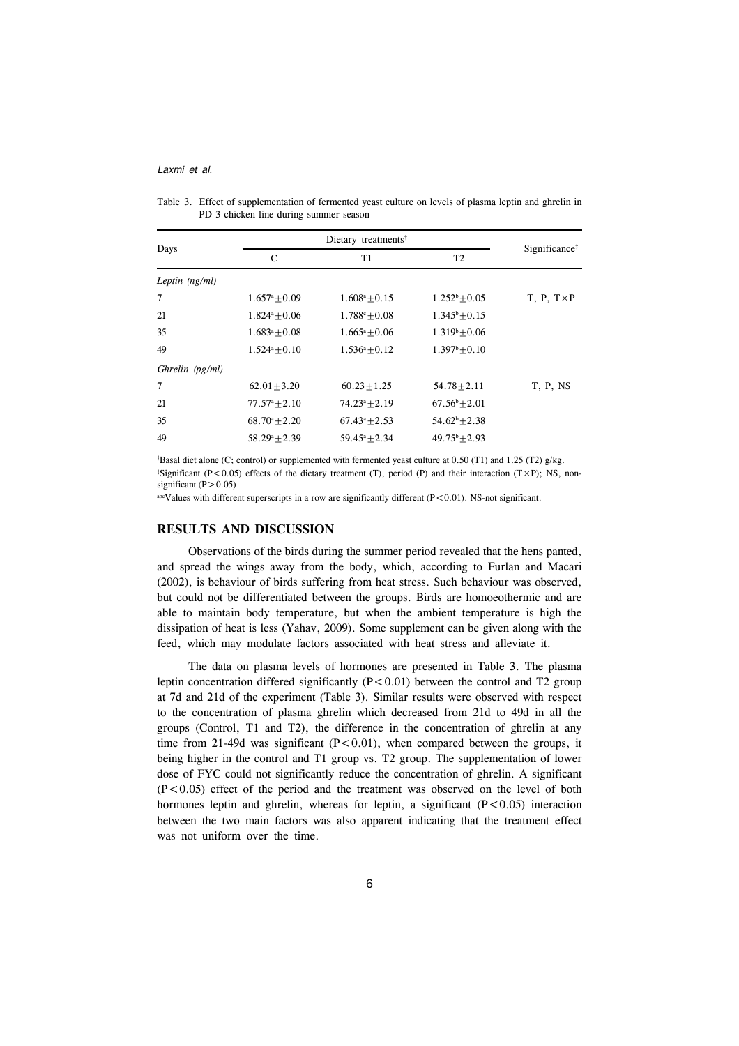Table 3. Effect of supplementation of fermented yeast culture on levels of plasma leptin and ghrelin in PD 3 chicken line during summer season

| Days | Dietary treatments[†] | | | Significance[‡] |
|---|---|---|---|---|
| | C | T1 | T2 | |
| *Leptin (ng/ml)* | | | | |
| 7 | $1.657^{a} \pm 0.09$ | $1.608^{a} \pm 0.15$ | $1.252^{b} \pm 0.05$ | T, P, T×P |
| 21 | $1.824^{a} \pm 0.06$ | $1.788^{c} \pm 0.08$ | $1.345^{b} \pm 0.15$ | |
| 35 | $1.683^{a} \pm 0.08$ | $1.665^{a} \pm 0.06$ | $1.319^{b} \pm 0.06$ | |
| 49 | $1.524^{a} \pm 0.10$ | $1.536^{a} \pm 0.12$ | $1.397^{b} \pm 0.10$ | |
| *Ghrelin (pg/ml)* | | | | |
| 7 | $62.01 \pm 3.20$ | $60.23 \pm 1.25$ | $54.78 \pm 2.11$ | T, P, NS |
| 21 | $77.57^{a} \pm 2.10$ | $74.23^{a} \pm 2.19$ | $67.56^{b} \pm 2.01$ | |
| 35 | $68.70^{a} \pm 2.20$ | $67.43^{a} \pm 2.53$ | $54.62^{b} \pm 2.38$ | |
| 49 | $58.29^{a} \pm 2.39$ | $59.45^{a} \pm 2.34$ | $49.75^{b} \pm 2.93$ | |

[†]Basal diet alone (C; control) or supplemented with fermented yeast culture at 0.50 (T1) and 1.25 (T2) g/kg.
[‡]Significant ($P<0.05$) effects of the dietary treatment (T), period (P) and their interaction (T×P); NS, non-significant ($P>0.05$)
[abc]Values with different superscripts in a row are significantly different ($P<0.01$). NS-not significant.

## RESULTS AND DISCUSSION

Observations of the birds during the summer period revealed that the hens panted, and spread the wings away from the body, which, according to Furlan and Macari (2002), is behaviour of birds suffering from heat stress. Such behaviour was observed, but could not be differentiated between the groups. Birds are homoeothermic and are able to maintain body temperature, but when the ambient temperature is high the dissipation of heat is less (Yahav, 2009). Some supplement can be given along with the feed, which may modulate factors associated with heat stress and alleviate it.

The data on plasma levels of hormones are presented in Table 3. The plasma leptin concentration differed significantly ($P<0.01$) between the control and T2 group at 7d and 21d of the experiment (Table 3). Similar results were observed with respect to the concentration of plasma ghrelin which decreased from 21d to 49d in all the groups (Control, T1 and T2), the difference in the concentration of ghrelin at any time from 21-49d was significant ($P<0.01$), when compared between the groups, it being higher in the control and T1 group vs. T2 group. The supplementation of lower dose of FYC could not significantly reduce the concentration of ghrelin. A significant ($P<0.05$) effect of the period and the treatment was observed on the level of both hormones leptin and ghrelin, whereas for leptin, a significant ($P<0.05$) interaction between the two main factors was also apparent indicating that the treatment effect was not uniform over the time.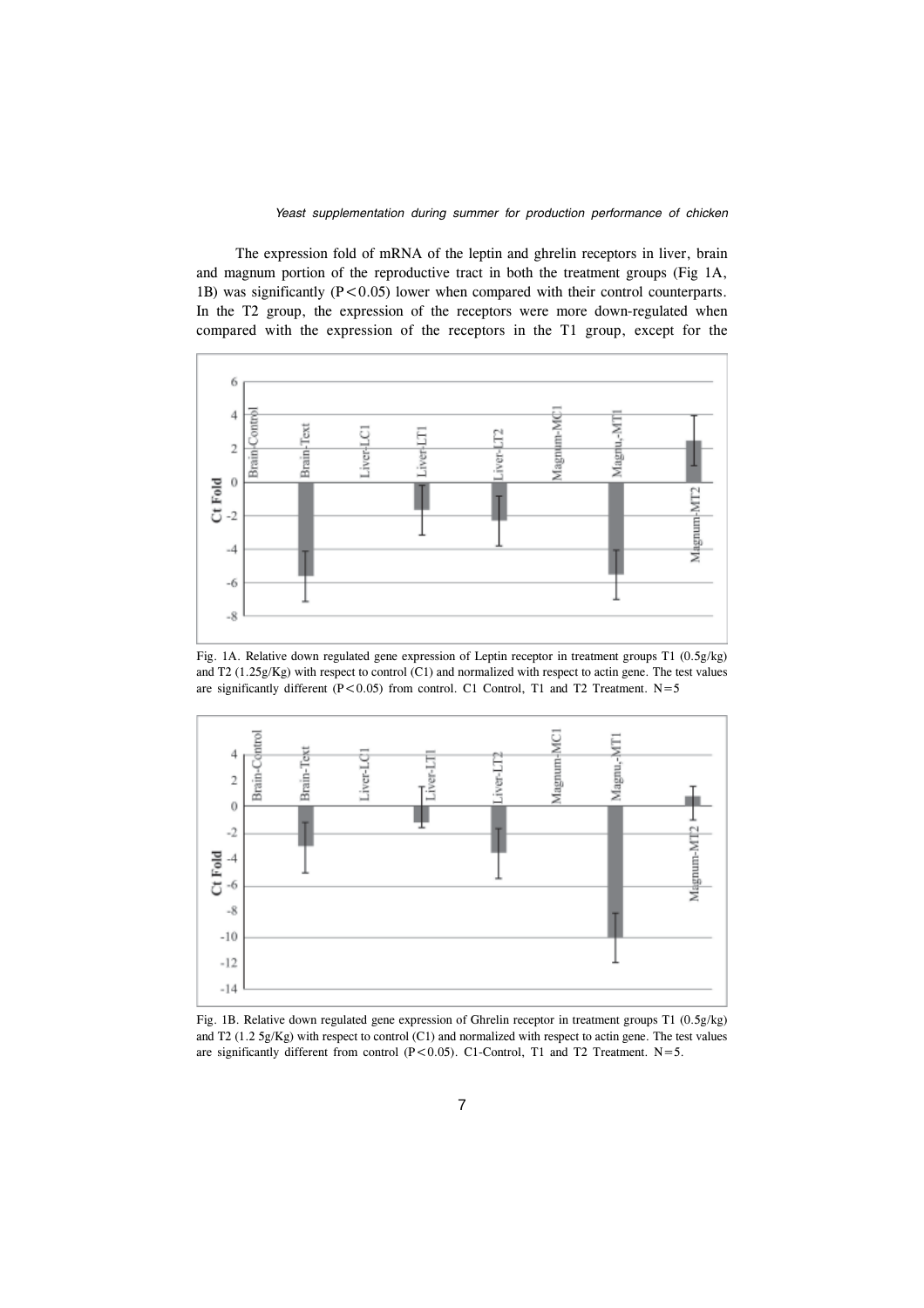The expression fold of mRNA of the leptin and ghrelin receptors in liver, brain and magnum portion of the reproductive tract in both the treatment groups (Fig 1A, 1B) was significantly ($P < 0.05$) lower when compared with their control counterparts. In the T2 group, the expression of the receptors were more down-regulated when compared with the expression of the receptors in the T1 group, except for the

Fig. 1A. Relative down regulated gene expression of Leptin receptor in treatment groups T1 (0.5g/kg) and T2 (1.25g/Kg) with respect to control (C1) and normalized with respect to actin gene. The test values are significantly different ($P < 0.05$) from control. C1 Control, T1 and T2 Treatment. N=5

Fig. 1B. Relative down regulated gene expression of Ghrelin receptor in treatment groups T1 (0.5g/kg) and T2 (1.2 5g/Kg) with respect to control (C1) and normalized with respect to actin gene. The test values are significantly different from control ($P < 0.05$). C1-Control, T1 and T2 Treatment. N=5.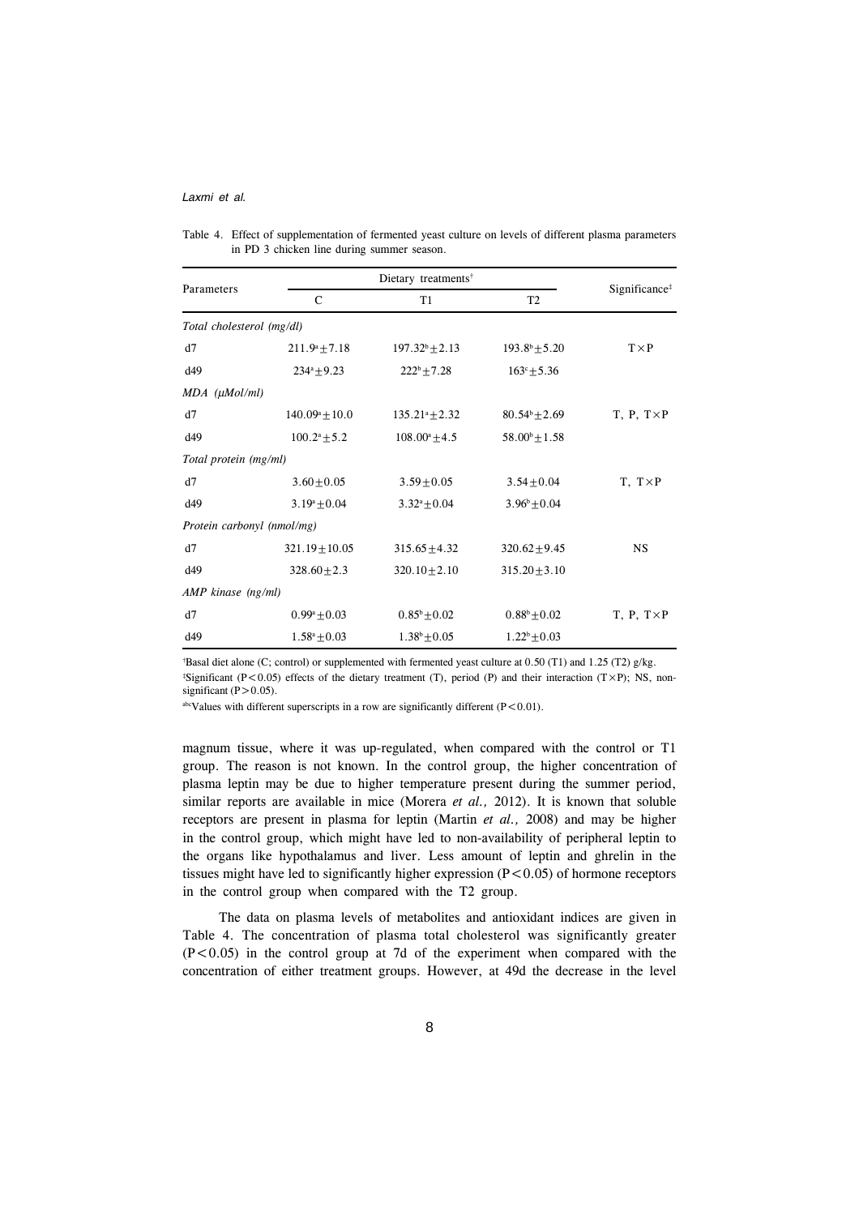Table 4. Effect of supplementation of fermented yeast culture on levels of different plasma parameters in PD 3 chicken line during summer season.

| Parameters | Dietary treatments[†] | | | Significance[‡] |
|---|---|---|---|---|
| | C | T1 | T2 | |
| *Total cholesterol (mg/dl)* | | | | |
| d7 | $211.9^{a}\pm7.18$ | $197.32^{b}\pm2.13$ | $193.8^{b}\pm5.20$ | T×P |
| d49 | $234^{a}\pm9.23$ | $222^{b}\pm7.28$ | $163^{c}\pm5.36$ | |
| *MDA (μMol/ml)* | | | | |
| d7 | $140.09^{a}\pm10.0$ | $135.21^{a}\pm2.32$ | $80.54^{b}\pm2.69$ | T, P, T×P |
| d49 | $100.2^{a}\pm5.2$ | $108.00^{a}\pm4.5$ | $58.00^{b}\pm1.58$ | |
| *Total protein (mg/ml)* | | | | |
| d7 | $3.60\pm0.05$ | $3.59\pm0.05$ | $3.54\pm0.04$ | T, T×P |
| d49 | $3.19^{a}\pm0.04$ | $3.32^{a}\pm0.04$ | $3.96^{b}\pm0.04$ | |
| *Protein carbonyl (nmol/mg)* | | | | |
| d7 | $321.19\pm10.05$ | $315.65\pm4.32$ | $320.62\pm9.45$ | NS |
| d49 | $328.60\pm2.3$ | $320.10\pm2.10$ | $315.20\pm3.10$ | |
| *AMP kinase (ng/ml)* | | | | |
| d7 | $0.99^{a}\pm0.03$ | $0.85^{b}\pm0.02$ | $0.88^{b}\pm0.02$ | T, P, T×P |
| d49 | $1.58^{a}\pm0.03$ | $1.38^{b}\pm0.05$ | $1.22^{b}\pm0.03$ | |

[†]Basal diet alone (C; control) or supplemented with fermented yeast culture at 0.50 (T1) and 1.25 (T2) g/kg.
[‡]Significant ($P<0.05$) effects of the dietary treatment (T), period (P) and their interaction (T×P); NS, non-significant ($P>0.05$).
[abc]Values with different superscripts in a row are significantly different ($P<0.01$).

magnum tissue, where it was up-regulated, when compared with the control or T1 group. The reason is not known. In the control group, the higher concentration of plasma leptin may be due to higher temperature present during the summer period, similar reports are available in mice (Morera *et al.,* 2012). It is known that soluble receptors are present in plasma for leptin (Martin *et al.,* 2008) and may be higher in the control group, which might have led to non-availability of peripheral leptin to the organs like hypothalamus and liver. Less amount of leptin and ghrelin in the tissues might have led to significantly higher expression ($P<0.05$) of hormone receptors in the control group when compared with the T2 group.

The data on plasma levels of metabolites and antioxidant indices are given in Table 4. The concentration of plasma total cholesterol was significantly greater ($P<0.05$) in the control group at 7d of the experiment when compared with the concentration of either treatment groups. However, at 49d the decrease in the level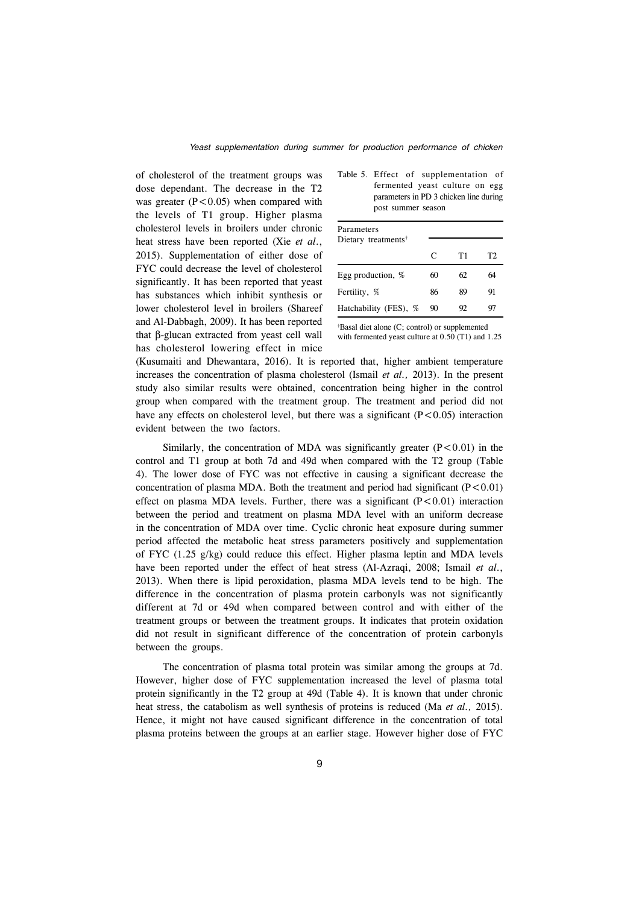of cholesterol of the treatment groups was dose dependant. The decrease in the T2 was greater ($P<0.05$) when compared with the levels of T1 group. Higher plasma cholesterol levels in broilers under chronic heat stress have been reported (Xie *et al.*, 2015). Supplementation of either dose of FYC could decrease the level of cholesterol significantly. It has been reported that yeast has substances which inhibit synthesis or lower cholesterol level in broilers (Shareef and Al-Dabbagh, 2009). It has been reported that β-glucan extracted from yeast cell wall has cholesterol lowering effect in mice (Kusumaiti and Dhewantara, 2016). It is reported that, higher ambient temperature increases the concentration of plasma cholesterol (Ismail *et al.,* 2013). In the present study also similar results were obtained, concentration being higher in the control group when compared with the treatment group. The treatment and period did not have any effects on cholesterol level, but there was a significant ($P<0.05$) interaction evident between the two factors.

Table 5. Effect of supplementation of fermented yeast culture on egg parameters in PD 3 chicken line during post summer season

| Parameters<br>Dietary treatments[†] | C | T1 | T2 |
|---|---|---|---|
| Egg production, % | 60 | 62 | 64 |
| Fertility, % | 86 | 89 | 91 |
| Hatchability (FES), % | 90 | 92 | 97 |

[†]Basal diet alone (C; control) or supplemented with fermented yeast culture at 0.50 (T1) and 1.25

Similarly, the concentration of MDA was significantly greater ($P<0.01$) in the control and T1 group at both 7d and 49d when compared with the T2 group (Table 4). The lower dose of FYC was not effective in causing a significant decrease the concentration of plasma MDA. Both the treatment and period had significant ($P<0.01$) effect on plasma MDA levels. Further, there was a significant ($P<0.01$) interaction between the period and treatment on plasma MDA level with an uniform decrease in the concentration of MDA over time. Cyclic chronic heat exposure during summer period affected the metabolic heat stress parameters positively and supplementation of FYC (1.25 g/kg) could reduce this effect. Higher plasma leptin and MDA levels have been reported under the effect of heat stress (Al-Azraqi, 2008; Ismail *et al.*, 2013). When there is lipid peroxidation, plasma MDA levels tend to be high. The difference in the concentration of plasma protein carbonyls was not significantly different at 7d or 49d when compared between control and with either of the treatment groups or between the treatment groups. It indicates that protein oxidation did not result in significant difference of the concentration of protein carbonyls between the groups.

The concentration of plasma total protein was similar among the groups at 7d. However, higher dose of FYC supplementation increased the level of plasma total protein significantly in the T2 group at 49d (Table 4). It is known that under chronic heat stress, the catabolism as well synthesis of proteins is reduced (Ma *et al.,* 2015). Hence, it might not have caused significant difference in the concentration of total plasma proteins between the groups at an earlier stage. However higher dose of FYC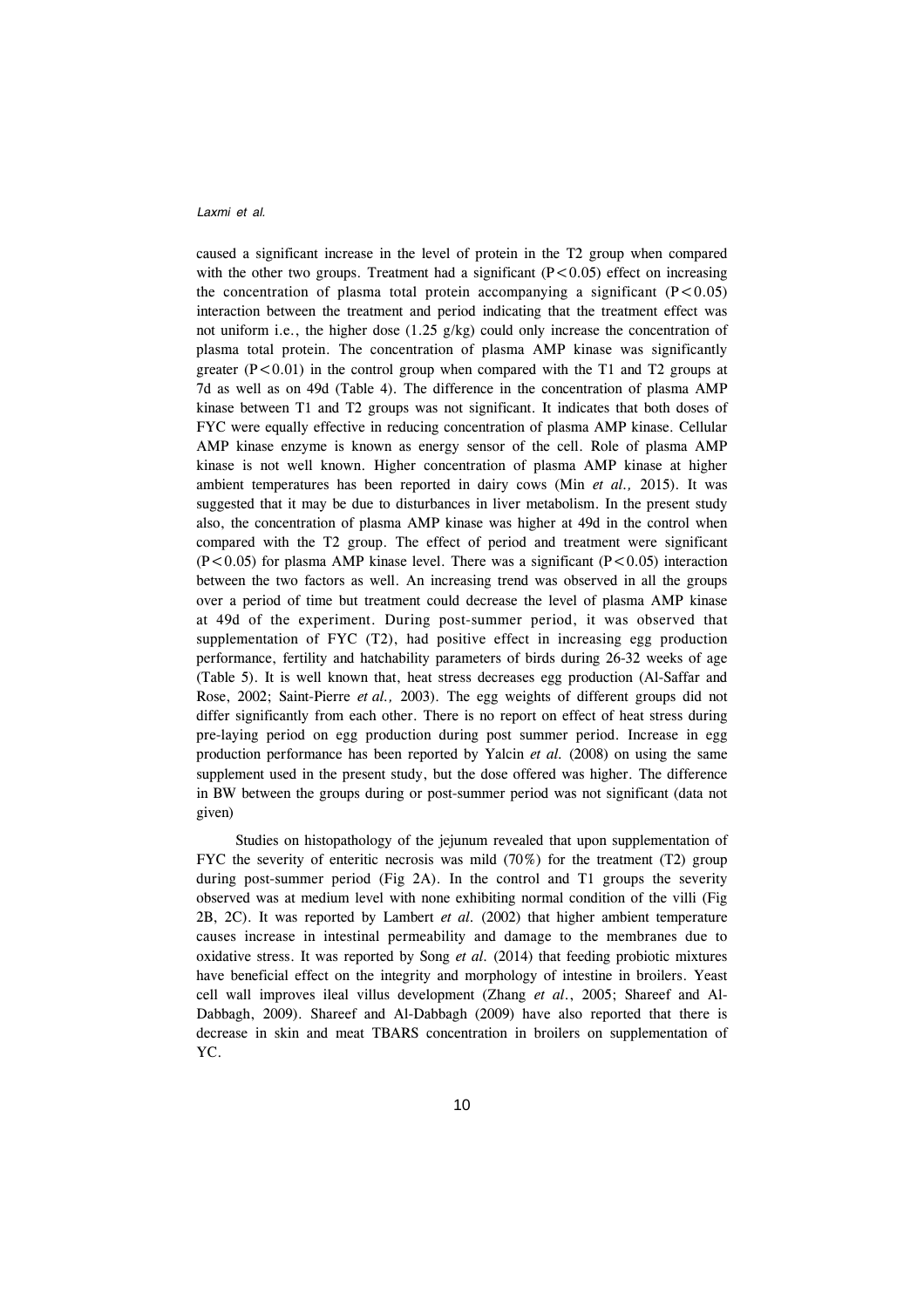caused a significant increase in the level of protein in the T2 group when compared with the other two groups. Treatment had a significant ($P<0.05$) effect on increasing the concentration of plasma total protein accompanying a significant ($P<0.05$) interaction between the treatment and period indicating that the treatment effect was not uniform i.e., the higher dose (1.25 g/kg) could only increase the concentration of plasma total protein. The concentration of plasma AMP kinase was significantly greater ($P<0.01$) in the control group when compared with the T1 and T2 groups at 7d as well as on 49d (Table 4). The difference in the concentration of plasma AMP kinase between T1 and T2 groups was not significant. It indicates that both doses of FYC were equally effective in reducing concentration of plasma AMP kinase. Cellular AMP kinase enzyme is known as energy sensor of the cell. Role of plasma AMP kinase is not well known. Higher concentration of plasma AMP kinase at higher ambient temperatures has been reported in dairy cows (Min *et al.,* 2015). It was suggested that it may be due to disturbances in liver metabolism. In the present study also, the concentration of plasma AMP kinase was higher at 49d in the control when compared with the T2 group. The effect of period and treatment were significant ($P<0.05$) for plasma AMP kinase level. There was a significant ($P<0.05$) interaction between the two factors as well. An increasing trend was observed in all the groups over a period of time but treatment could decrease the level of plasma AMP kinase at 49d of the experiment. During post-summer period, it was observed that supplementation of FYC (T2), had positive effect in increasing egg production performance, fertility and hatchability parameters of birds during 26-32 weeks of age (Table 5). It is well known that, heat stress decreases egg production (Al-Saffar and Rose, 2002; Saint-Pierre *et al.,* 2003). The egg weights of different groups did not differ significantly from each other. There is no report on effect of heat stress during pre-laying period on egg production during post summer period. Increase in egg production performance has been reported by Yalcin *et al.* (2008) on using the same supplement used in the present study, but the dose offered was higher. The difference in BW between the groups during or post-summer period was not significant (data not given)

Studies on histopathology of the jejunum revealed that upon supplementation of FYC the severity of enteritic necrosis was mild (70%) for the treatment (T2) group during post-summer period (Fig 2A). In the control and T1 groups the severity observed was at medium level with none exhibiting normal condition of the villi (Fig 2B, 2C). It was reported by Lambert *et al.* (2002) that higher ambient temperature causes increase in intestinal permeability and damage to the membranes due to oxidative stress. It was reported by Song *et al.* (2014) that feeding probiotic mixtures have beneficial effect on the integrity and morphology of intestine in broilers. Yeast cell wall improves ileal villus development (Zhang *et al.*, 2005; Shareef and Al-Dabbagh, 2009). Shareef and Al-Dabbagh (2009) have also reported that there is decrease in skin and meat TBARS concentration in broilers on supplementation of YC.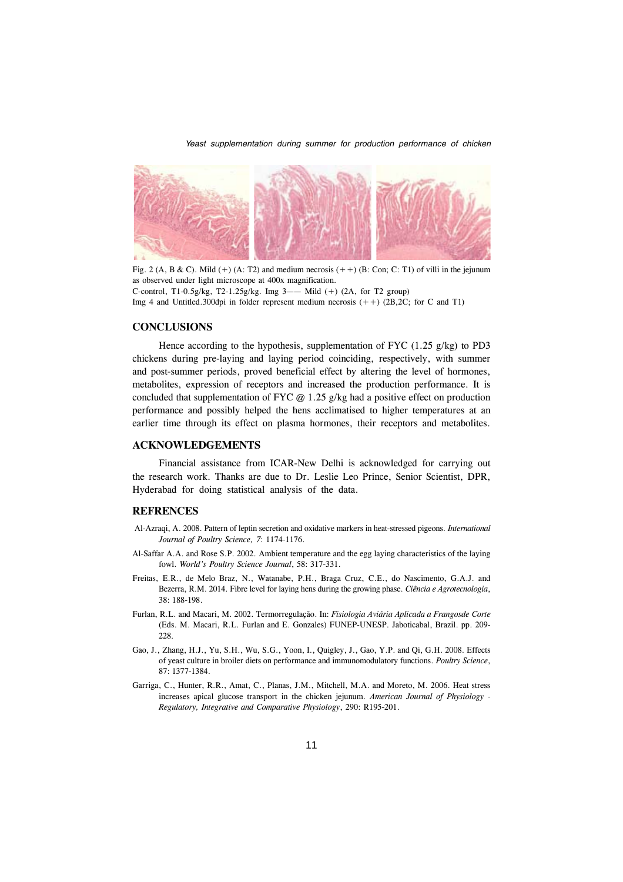Fig. 2 (A, B & C). Mild (+) (A: T2) and medium necrosis (++) (B: Con; C: T1) of villi in the jejunum as observed under light microscope at 400x magnification.
C-control, T1-0.5g/kg, T2-1.25g/kg. Img 3—— Mild (+) (2A, for T2 group)
Img 4 and Untitled.300dpi in folder represent medium necrosis (++) (2B,2C; for C and T1)

## CONCLUSIONS

Hence according to the hypothesis, supplementation of FYC (1.25 g/kg) to PD3 chickens during pre-laying and laying period coinciding, respectively, with summer and post-summer periods, proved beneficial effect by altering the level of hormones, metabolites, expression of receptors and increased the production performance. It is concluded that supplementation of FYC @ 1.25 g/kg had a positive effect on production performance and possibly helped the hens acclimatised to higher temperatures at an earlier time through its effect on plasma hormones, their receptors and metabolites.

## ACKNOWLEDGEMENTS

Financial assistance from ICAR-New Delhi is acknowledged for carrying out the research work. Thanks are due to Dr. Leslie Leo Prince, Senior Scientist, DPR, Hyderabad for doing statistical analysis of the data.

## REFRENCES

Al-Azraqi, A. 2008. Pattern of leptin secretion and oxidative markers in heat-stressed pigeons. *International Journal of Poultry Science, 7*: 1174-1176.

Al-Saffar A.A. and Rose S.P. 2002. Ambient temperature and the egg laying characteristics of the laying fowl. *World's Poultry Science Journal*, 58: 317-331.

Freitas, E.R., de Melo Braz, N., Watanabe, P.H., Braga Cruz, C.E., do Nascimento, G.A.J. and Bezerra, R.M. 2014. Fibre level for laying hens during the growing phase. *Ciência e Agrotecnologia*, 38: 188-198.

Furlan, R.L. and Macari, M. 2002. Termorregulação. In: *Fisiologia Aviária Aplicada a Frangosde Corte* (Eds. M. Macari, R.L. Furlan and E. Gonzales) FUNEP-UNESP. Jaboticabal, Brazil. pp. 209-228.

Gao, J., Zhang, H.J., Yu, S.H., Wu, S.G., Yoon, I., Quigley, J., Gao, Y.P. and Qi, G.H. 2008. Effects of yeast culture in broiler diets on performance and immunomodulatory functions. *Poultry Science*, 87: 1377-1384.

Garriga, C., Hunter, R.R., Amat, C., Planas, J.M., Mitchell, M.A. and Moreto, M. 2006. Heat stress increases apical glucose transport in the chicken jejunum. *American Journal of Physiology - Regulatory, Integrative and Comparative Physiology*, 290: R195-201.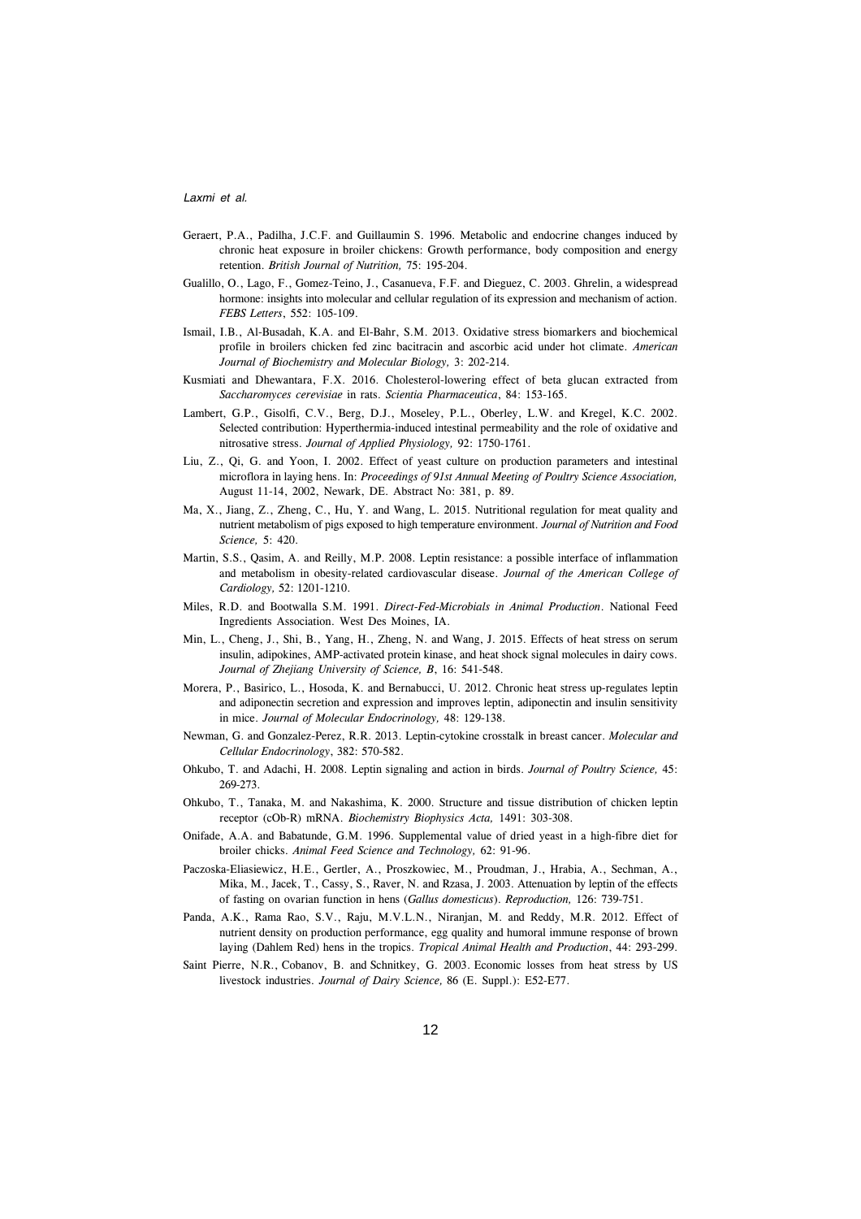Geraert, P.A., Padilha, J.C.F. and Guillaumin S. 1996. Metabolic and endocrine changes induced by chronic heat exposure in broiler chickens: Growth performance, body composition and energy retention. *British Journal of Nutrition,* 75: 195-204.

Gualillo, O., Lago, F., Gomez-Teino, J., Casanueva, F.F. and Dieguez, C. 2003. Ghrelin, a widespread hormone: insights into molecular and cellular regulation of its expression and mechanism of action. *FEBS Letters*, 552: 105-109.

Ismail, I.B., Al-Busadah, K.A. and El-Bahr, S.M. 2013. Oxidative stress biomarkers and biochemical profile in broilers chicken fed zinc bacitracin and ascorbic acid under hot climate. *American Journal of Biochemistry and Molecular Biology,* 3: 202-214.

Kusmiati and Dhewantara, F.X. 2016. Cholesterol-lowering effect of beta glucan extracted from *Saccharomyces cerevisiae* in rats. *Scientia Pharmaceutica*, 84: 153-165.

Lambert, G.P., Gisolfi, C.V., Berg, D.J., Moseley, P.L., Oberley, L.W. and Kregel, K.C. 2002. Selected contribution: Hyperthermia-induced intestinal permeability and the role of oxidative and nitrosative stress. *Journal of Applied Physiology,* 92: 1750-1761.

Liu, Z., Qi, G. and Yoon, I. 2002. Effect of yeast culture on production parameters and intestinal microflora in laying hens. In: *Proceedings of 91st Annual Meeting of Poultry Science Association,* August 11-14, 2002, Newark, DE. Abstract No: 381, p. 89.

Ma, X., Jiang, Z., Zheng, C., Hu, Y. and Wang, L. 2015. Nutritional regulation for meat quality and nutrient metabolism of pigs exposed to high temperature environment. *Journal of Nutrition and Food Science,* 5: 420.

Martin, S.S., Qasim, A. and Reilly, M.P. 2008. Leptin resistance: a possible interface of inflammation and metabolism in obesity-related cardiovascular disease. *Journal of the American College of Cardiology,* 52: 1201-1210.

Miles, R.D. and Bootwalla S.M. 1991. *Direct-Fed-Microbials in Animal Production*. National Feed Ingredients Association. West Des Moines, IA.

Min, L., Cheng, J., Shi, B., Yang, H., Zheng, N. and Wang, J. 2015. Effects of heat stress on serum insulin, adipokines, AMP-activated protein kinase, and heat shock signal molecules in dairy cows. *Journal of Zhejiang University of Science, B*, 16: 541-548.

Morera, P., Basirico, L., Hosoda, K. and Bernabucci, U. 2012. Chronic heat stress up-regulates leptin and adiponectin secretion and expression and improves leptin, adiponectin and insulin sensitivity in mice. *Journal of Molecular Endocrinology,* 48: 129-138.

Newman, G. and Gonzalez-Perez, R.R. 2013. Leptin-cytokine crosstalk in breast cancer. *Molecular and Cellular Endocrinology*, 382: 570-582.

Ohkubo, T. and Adachi, H. 2008. Leptin signaling and action in birds. *Journal of Poultry Science,* 45: 269-273.

Ohkubo, T., Tanaka, M. and Nakashima, K. 2000. Structure and tissue distribution of chicken leptin receptor (cOb-R) mRNA. *Biochemistry Biophysics Acta,* 1491: 303-308.

Onifade, A.A. and Babatunde, G.M. 1996. Supplemental value of dried yeast in a high-fibre diet for broiler chicks. *Animal Feed Science and Technology,* 62: 91-96.

Paczoska-Eliasiewicz, H.E., Gertler, A., Proszkowiec, M., Proudman, J., Hrabia, A., Sechman, A., Mika, M., Jacek, T., Cassy, S., Raver, N. and Rzasa, J. 2003. Attenuation by leptin of the effects of fasting on ovarian function in hens (*Gallus domesticus*). *Reproduction,* 126: 739-751.

Panda, A.K., Rama Rao, S.V., Raju, M.V.L.N., Niranjan, M. and Reddy, M.R. 2012. Effect of nutrient density on production performance, egg quality and humoral immune response of brown laying (Dahlem Red) hens in the tropics. *Tropical Animal Health and Production*, 44: 293-299.

Saint Pierre, N.R., Cobanov, B. and Schnitkey, G. 2003. Economic losses from heat stress by US livestock industries. *Journal of Dairy Science,* 86 (E. Suppl.): E52-E77.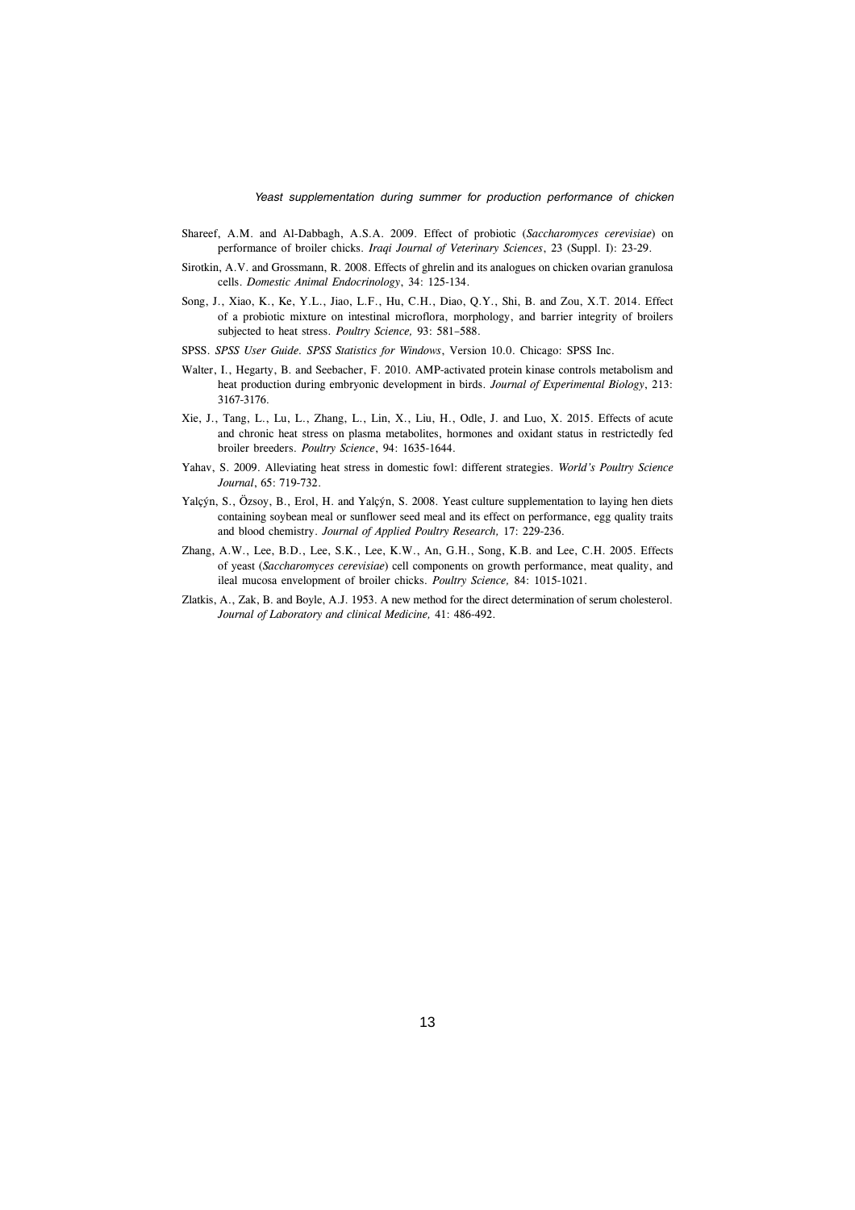Shareef, A.M. and Al-Dabbagh, A.S.A. 2009. Effect of probiotic (*Saccharomyces cerevisiae*) on performance of broiler chicks. *Iraqi Journal of Veterinary Sciences*, 23 (Suppl. I): 23-29.

Sirotkin, A.V. and Grossmann, R. 2008. Effects of ghrelin and its analogues on chicken ovarian granulosa cells. *Domestic Animal Endocrinology*, 34: 125-134.

Song, J., Xiao, K., Ke, Y.L., Jiao, L.F., Hu, C.H., Diao, Q.Y., Shi, B. and Zou, X.T. 2014. Effect of a probiotic mixture on intestinal microflora, morphology, and barrier integrity of broilers subjected to heat stress. *Poultry Science,* 93: 581–588.

SPSS. *SPSS User Guide. SPSS Statistics for Windows*, Version 10.0. Chicago: SPSS Inc.

Walter, I., Hegarty, B. and Seebacher, F. 2010. AMP-activated protein kinase controls metabolism and heat production during embryonic development in birds. *Journal of Experimental Biology*, 213: 3167-3176.

Xie, J., Tang, L., Lu, L., Zhang, L., Lin, X., Liu, H., Odle, J. and Luo, X. 2015. Effects of acute and chronic heat stress on plasma metabolites, hormones and oxidant status in restrictedly fed broiler breeders. *Poultry Science*, 94: 1635-1644.

Yahav, S. 2009. Alleviating heat stress in domestic fowl: different strategies. *World's Poultry Science Journal*, 65: 719-732.

Yalçýn, S., Özsoy, B., Erol, H. and Yalçýn, S. 2008. Yeast culture supplementation to laying hen diets containing soybean meal or sunflower seed meal and its effect on performance, egg quality traits and blood chemistry. *Journal of Applied Poultry Research,* 17: 229-236.

Zhang, A.W., Lee, B.D., Lee, S.K., Lee, K.W., An, G.H., Song, K.B. and Lee, C.H. 2005. Effects of yeast (*Saccharomyces cerevisiae*) cell components on growth performance, meat quality, and ileal mucosa envelopment of broiler chicks. *Poultry Science,* 84: 1015-1021.

Zlatkis, A., Zak, B. and Boyle, A.J. 1953. A new method for the direct determination of serum cholesterol. *Journal of Laboratory and clinical Medicine,* 41: 486-492.